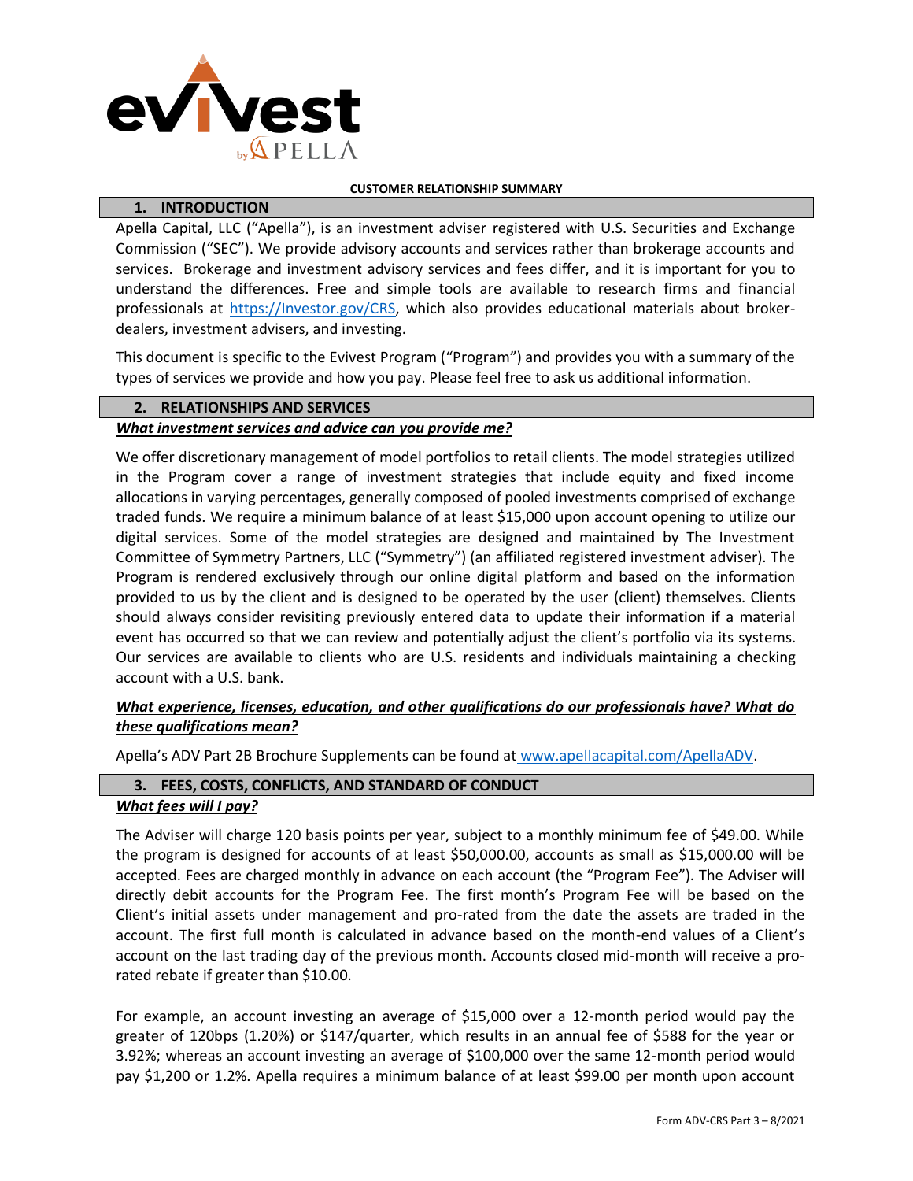# CUSTOMER RELATIONSHIP SUMMARY

## 1. INTRODUCTION

Apella Capital, LLC ("Apella"), is an investment adviser registered with U.S. Securities and Exchange Commission ("SEC"). We provide advisory accounts and services rather than brokerage accounts and services. Brokerage and investment advisory services and fees differ, and it is important for you to understand the differences. Free and simple tools are available to research firms and financial professionals at https://Investor.gov/CRS, which also provides educational materials about broker-dealers, investment advisers, and investing.

This document is specific to the Evivest Program ("Program") and provides you with a summary of the types of services we provide and how you pay. Please feel free to ask us additional information.

## 2. RELATIONSHIPS AND SERVICES

***What investment services and advice can you provide me?***

We offer discretionary management of model portfolios to retail clients. The model strategies utilized in the Program cover a range of investment strategies that include equity and fixed income allocations in varying percentages, generally composed of pooled investments comprised of exchange traded funds. We require a minimum balance of at least $15,000 upon account opening to utilize our digital services. Some of the model strategies are designed and maintained by The Investment Committee of Symmetry Partners, LLC ("Symmetry") (an affiliated registered investment adviser). The Program is rendered exclusively through our online digital platform and based on the information provided to us by the client and is designed to be operated by the user (client) themselves. Clients should always consider revisiting previously entered data to update their information if a material event has occurred so that we can review and potentially adjust the client's portfolio via its systems. Our services are available to clients who are U.S. residents and individuals maintaining a checking account with a U.S. bank.

***What experience, licenses, education, and other qualifications do our professionals have? What do these qualifications mean?***

Apella's ADV Part 2B Brochure Supplements can be found at www.apellacapital.com/ApellaADV.

## 3. FEES, COSTS, CONFLICTS, AND STANDARD OF CONDUCT

***What fees will I pay?***

The Adviser will charge 120 basis points per year, subject to a monthly minimum fee of $49.00. While the program is designed for accounts of at least $50,000.00, accounts as small as $15,000.00 will be accepted. Fees are charged monthly in advance on each account (the "Program Fee"). The Adviser will directly debit accounts for the Program Fee. The first month's Program Fee will be based on the Client's initial assets under management and pro-rated from the date the assets are traded in the account. The first full month is calculated in advance based on the month-end values of a Client's account on the last trading day of the previous month. Accounts closed mid-month will receive a pro-rated rebate if greater than $10.00.

For example, an account investing an average of $15,000 over a 12-month period would pay the greater of 120bps (1.20%) or $147/quarter, which results in an annual fee of $588 for the year or 3.92%; whereas an account investing an average of $100,000 over the same 12-month period would pay $1,200 or 1.2%. Apella requires a minimum balance of at least $99.00 per month upon account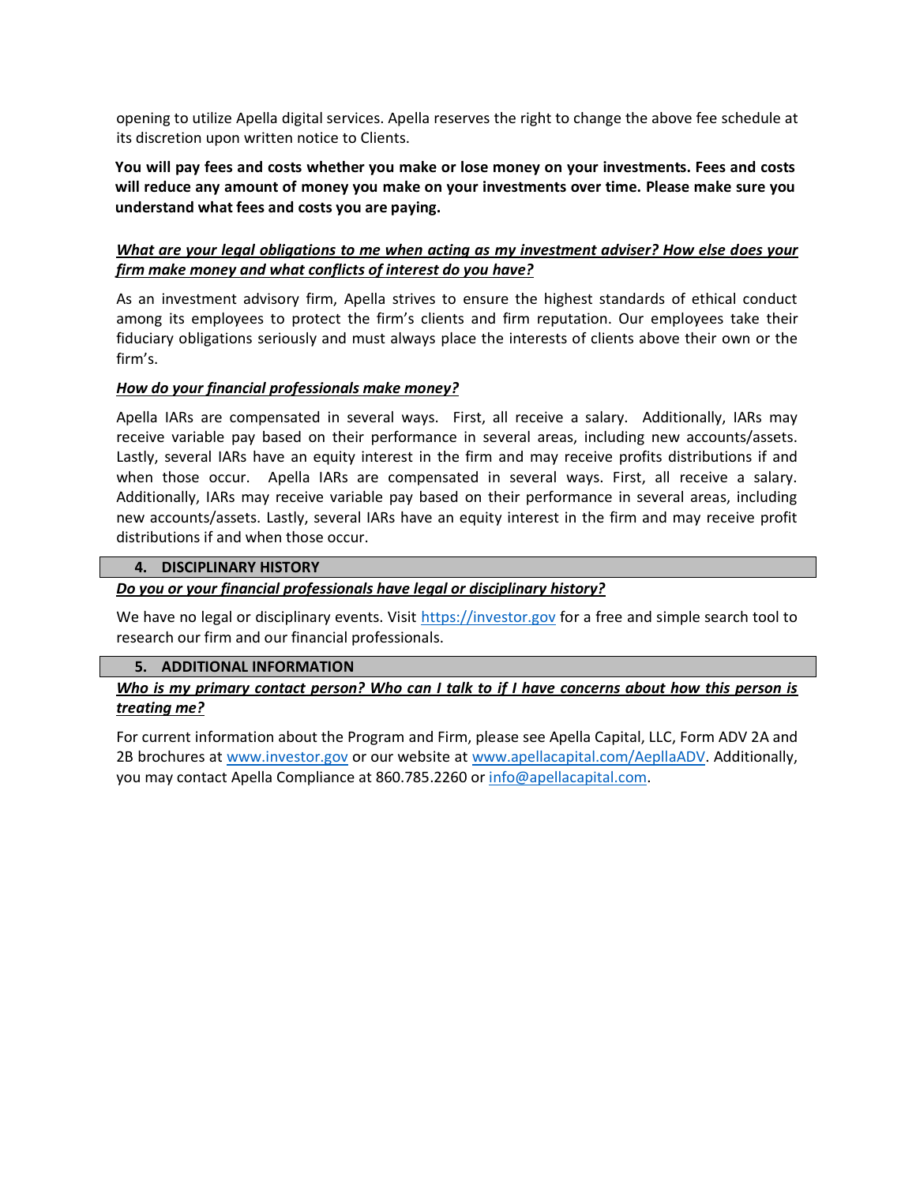opening to utilize Apella digital services. Apella reserves the right to change the above fee schedule at its discretion upon written notice to Clients.

**You will pay fees and costs whether you make or lose money on your investments. Fees and costs will reduce any amount of money you make on your investments over time. Please make sure you understand what fees and costs you are paying.**

***What are your legal obligations to me when acting as my investment adviser? How else does your firm make money and what conflicts of interest do you have?***

As an investment advisory firm, Apella strives to ensure the highest standards of ethical conduct among its employees to protect the firm's clients and firm reputation. Our employees take their fiduciary obligations seriously and must always place the interests of clients above their own or the firm's.

***How do your financial professionals make money?***

Apella IARs are compensated in several ways. First, all receive a salary. Additionally, IARs may receive variable pay based on their performance in several areas, including new accounts/assets. Lastly, several IARs have an equity interest in the firm and may receive profits distributions if and when those occur. Apella IARs are compensated in several ways. First, all receive a salary. Additionally, IARs may receive variable pay based on their performance in several areas, including new accounts/assets. Lastly, several IARs have an equity interest in the firm and may receive profit distributions if and when those occur.

## 4. DISCIPLINARY HISTORY

***Do you or your financial professionals have legal or disciplinary history?***

We have no legal or disciplinary events. Visit https://investor.gov for a free and simple search tool to research our firm and our financial professionals.

## 5. ADDITIONAL INFORMATION

***Who is my primary contact person? Who can I talk to if I have concerns about how this person is treating me?***

For current information about the Program and Firm, please see Apella Capital, LLC, Form ADV 2A and 2B brochures at www.investor.gov or our website at www.apellacapital.com/AepllaADV. Additionally, you may contact Apella Compliance at 860.785.2260 or info@apellacapital.com.